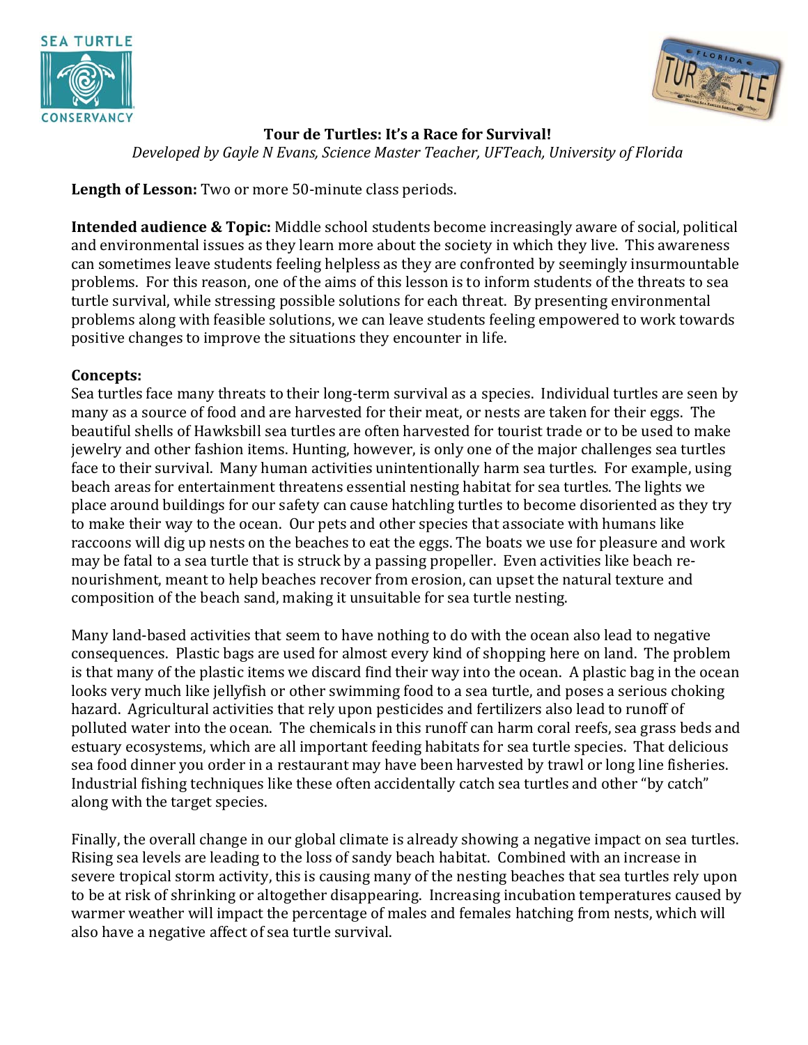# Tour de Turtles: It's a Race for Survival!

*Developed by Gayle N Evans, Science Master Teacher, UFTeach, University of Florida*

**Length of Lesson:** Two or more 50-minute class periods.

**Intended audience & Topic:** Middle school students become increasingly aware of social, political and environmental issues as they learn more about the society in which they live. This awareness can sometimes leave students feeling helpless as they are confronted by seemingly insurmountable problems. For this reason, one of the aims of this lesson is to inform students of the threats to sea turtle survival, while stressing possible solutions for each threat. By presenting environmental problems along with feasible solutions, we can leave students feeling empowered to work towards positive changes to improve the situations they encounter in life.

**Concepts:**

Sea turtles face many threats to their long-term survival as a species. Individual turtles are seen by many as a source of food and are harvested for their meat, or nests are taken for their eggs. The beautiful shells of Hawksbill sea turtles are often harvested for tourist trade or to be used to make jewelry and other fashion items. Hunting, however, is only one of the major challenges sea turtles face to their survival. Many human activities unintentionally harm sea turtles. For example, using beach areas for entertainment threatens essential nesting habitat for sea turtles. The lights we place around buildings for our safety can cause hatchling turtles to become disoriented as they try to make their way to the ocean. Our pets and other species that associate with humans like raccoons will dig up nests on the beaches to eat the eggs. The boats we use for pleasure and work may be fatal to a sea turtle that is struck by a passing propeller. Even activities like beach re-nourishment, meant to help beaches recover from erosion, can upset the natural texture and composition of the beach sand, making it unsuitable for sea turtle nesting.

Many land-based activities that seem to have nothing to do with the ocean also lead to negative consequences. Plastic bags are used for almost every kind of shopping here on land. The problem is that many of the plastic items we discard find their way into the ocean. A plastic bag in the ocean looks very much like jellyfish or other swimming food to a sea turtle, and poses a serious choking hazard. Agricultural activities that rely upon pesticides and fertilizers also lead to runoff of polluted water into the ocean. The chemicals in this runoff can harm coral reefs, sea grass beds and estuary ecosystems, which are all important feeding habitats for sea turtle species. That delicious sea food dinner you order in a restaurant may have been harvested by trawl or long line fisheries. Industrial fishing techniques like these often accidentally catch sea turtles and other "by catch" along with the target species.

Finally, the overall change in our global climate is already showing a negative impact on sea turtles. Rising sea levels are leading to the loss of sandy beach habitat. Combined with an increase in severe tropical storm activity, this is causing many of the nesting beaches that sea turtles rely upon to be at risk of shrinking or altogether disappearing. Increasing incubation temperatures caused by warmer weather will impact the percentage of males and females hatching from nests, which will also have a negative affect of sea turtle survival.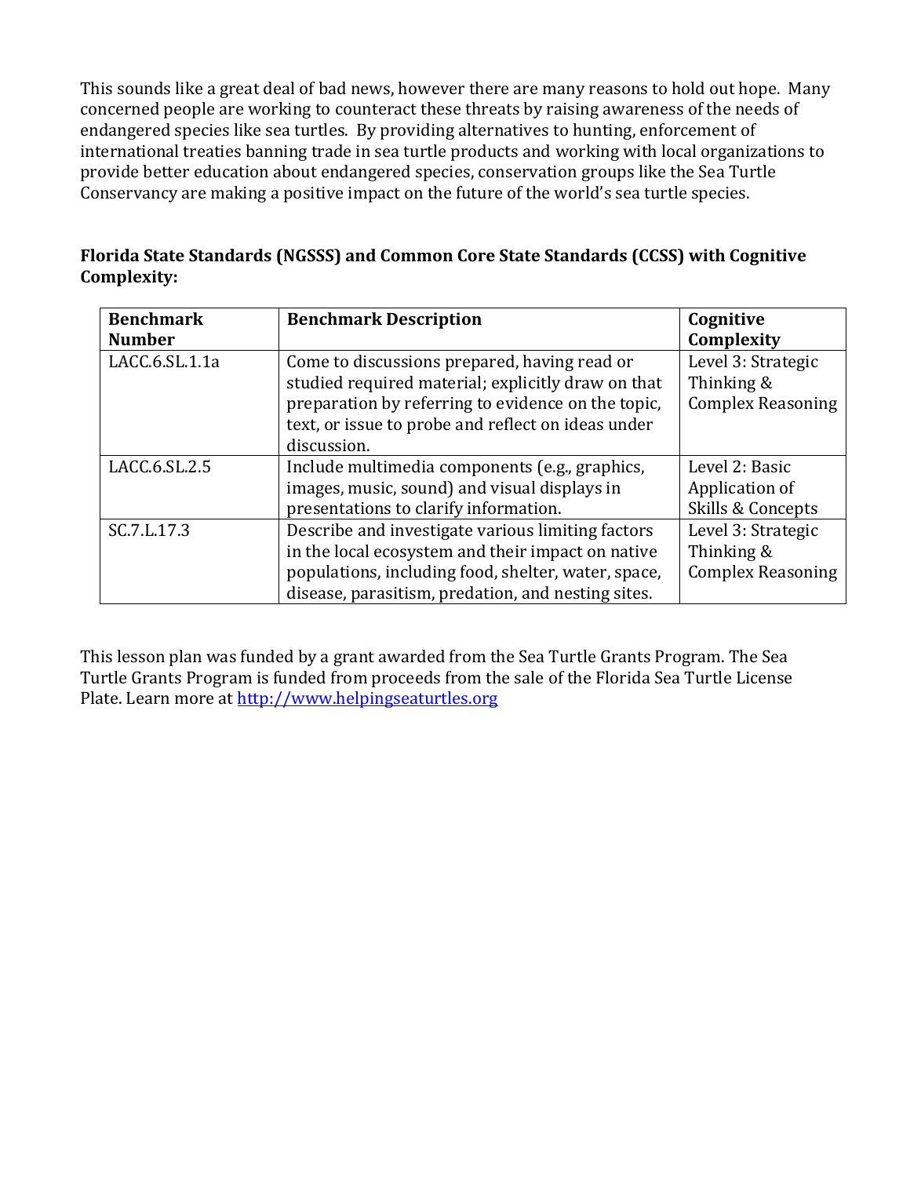This sounds like a great deal of bad news, however there are many reasons to hold out hope. Many concerned people are working to counteract these threats by raising awareness of the needs of endangered species like sea turtles. By providing alternatives to hunting, enforcement of international treaties banning trade in sea turtle products and working with local organizations to provide better education about endangered species, conservation groups like the Sea Turtle Conservancy are making a positive impact on the future of the world's sea turtle species.

**Florida State Standards (NGSSS) and Common Core State Standards (CCSS) with Cognitive Complexity:**

| Benchmark Number | Benchmark Description | Cognitive Complexity |
|---|---|---|
| LACC.6.SL.1.1a | Come to discussions prepared, having read or studied required material; explicitly draw on that preparation by referring to evidence on the topic, text, or issue to probe and reflect on ideas under discussion. | Level 3: Strategic Thinking & Complex Reasoning |
| LACC.6.SL.2.5 | Include multimedia components (e.g., graphics, images, music, sound) and visual displays in presentations to clarify information. | Level 2: Basic Application of Skills & Concepts |
| SC.7.L.17.3 | Describe and investigate various limiting factors in the local ecosystem and their impact on native populations, including food, shelter, water, space, disease, parasitism, predation, and nesting sites. | Level 3: Strategic Thinking & Complex Reasoning |

This lesson plan was funded by a grant awarded from the Sea Turtle Grants Program. The Sea Turtle Grants Program is funded from proceeds from the sale of the Florida Sea Turtle License Plate. Learn more at [http://www.helpingseaturtles.org](http://www.helpingseaturtles.org)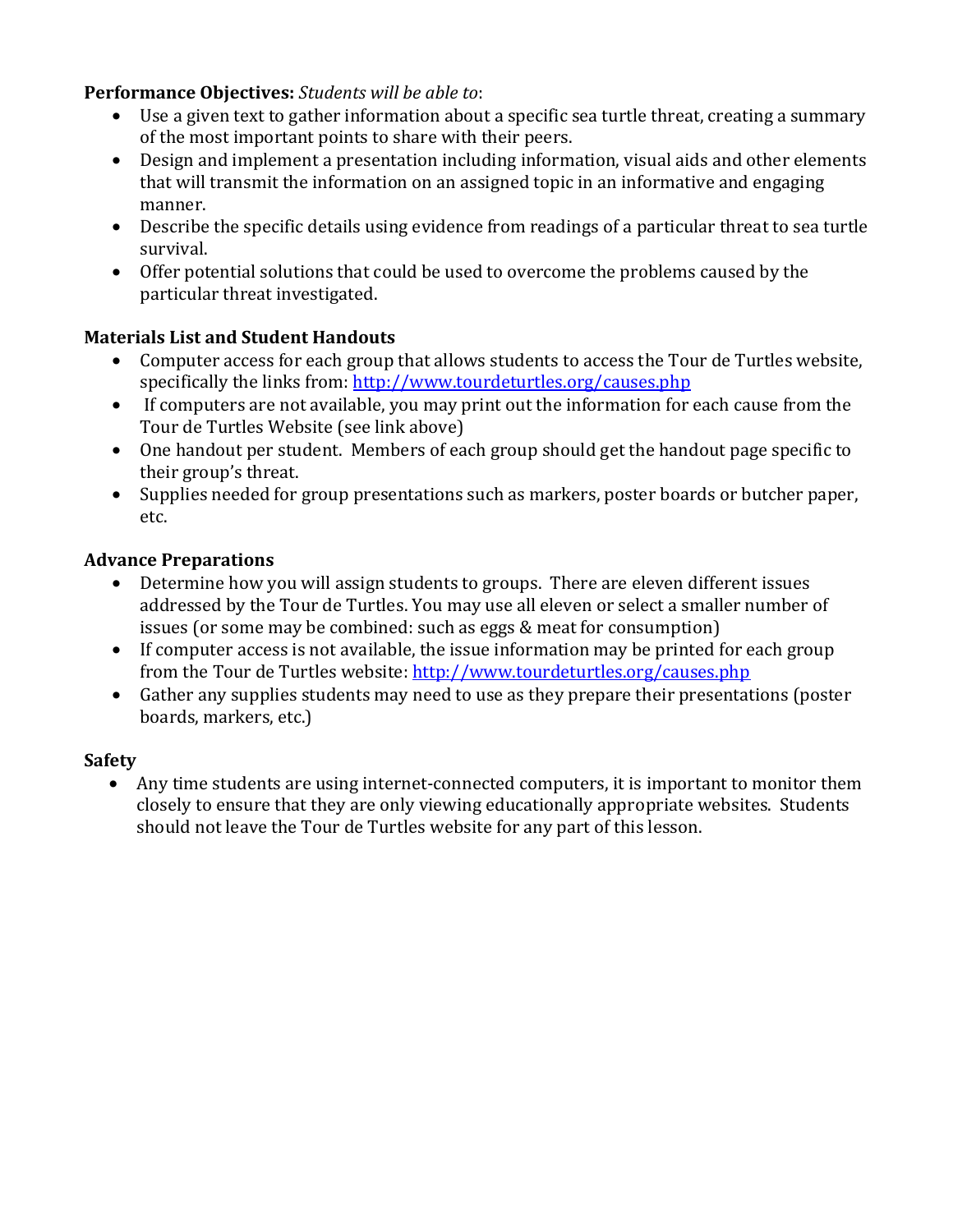**Performance Objectives:** *Students will be able to*:

- Use a given text to gather information about a specific sea turtle threat, creating a summary of the most important points to share with their peers.
- Design and implement a presentation including information, visual aids and other elements that will transmit the information on an assigned topic in an informative and engaging manner.
- Describe the specific details using evidence from readings of a particular threat to sea turtle survival.
- Offer potential solutions that could be used to overcome the problems caused by the particular threat investigated.

**Materials List and Student Handouts**

- Computer access for each group that allows students to access the Tour de Turtles website, specifically the links from: [http://www.tourdeturtles.org/causes.php](http://www.tourdeturtles.org/causes.php)
- If computers are not available, you may print out the information for each cause from the Tour de Turtles Website (see link above)
- One handout per student. Members of each group should get the handout page specific to their group's threat.
- Supplies needed for group presentations such as markers, poster boards or butcher paper, etc.

**Advance Preparations**

- Determine how you will assign students to groups. There are eleven different issues addressed by the Tour de Turtles. You may use all eleven or select a smaller number of issues (or some may be combined: such as eggs & meat for consumption)
- If computer access is not available, the issue information may be printed for each group from the Tour de Turtles website: [http://www.tourdeturtles.org/causes.php](http://www.tourdeturtles.org/causes.php)
- Gather any supplies students may need to use as they prepare their presentations (poster boards, markers, etc.)

**Safety**

- Any time students are using internet-connected computers, it is important to monitor them closely to ensure that they are only viewing educationally appropriate websites. Students should not leave the Tour de Turtles website for any part of this lesson.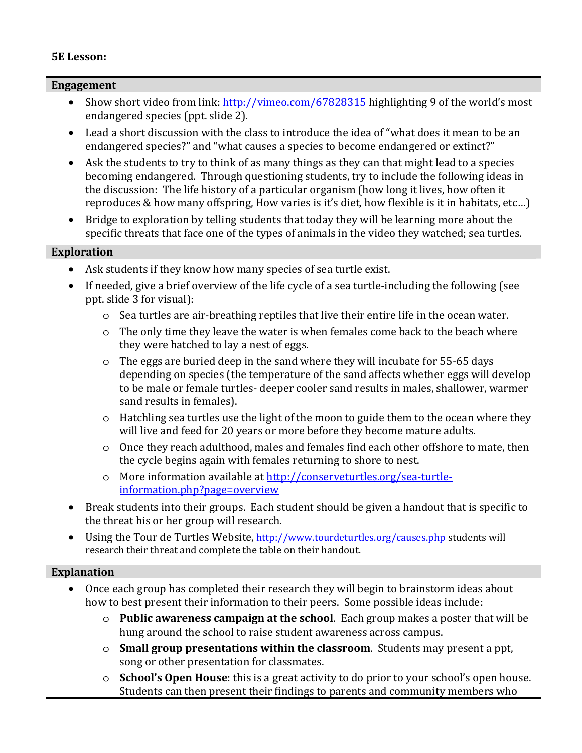**5E Lesson:**

## Engagement

- Show short video from link: [http://vimeo.com/67828315](http://vimeo.com/67828315) highlighting 9 of the world's most endangered species (ppt. slide 2).
- Lead a short discussion with the class to introduce the idea of "what does it mean to be an endangered species?" and "what causes a species to become endangered or extinct?"
- Ask the students to try to think of as many things as they can that might lead to a species becoming endangered. Through questioning students, try to include the following ideas in the discussion: The life history of a particular organism (how long it lives, how often it reproduces & how many offspring, How varies is it's diet, how flexible is it in habitats, etc…)
- Bridge to exploration by telling students that today they will be learning more about the specific threats that face one of the types of animals in the video they watched; sea turtles.

## Exploration

- Ask students if they know how many species of sea turtle exist.
- If needed, give a brief overview of the life cycle of a sea turtle-including the following (see ppt. slide 3 for visual):
  - Sea turtles are air-breathing reptiles that live their entire life in the ocean water.
  - The only time they leave the water is when females come back to the beach where they were hatched to lay a nest of eggs.
  - The eggs are buried deep in the sand where they will incubate for 55-65 days depending on species (the temperature of the sand affects whether eggs will develop to be male or female turtles- deeper cooler sand results in males, shallower, warmer sand results in females).
  - Hatchling sea turtles use the light of the moon to guide them to the ocean where they will live and feed for 20 years or more before they become mature adults.
  - Once they reach adulthood, males and females find each other offshore to mate, then the cycle begins again with females returning to shore to nest.
  - More information available at [http://conserveturtles.org/sea-turtle-information.php?page=overview](http://conserveturtles.org/sea-turtle-information.php?page=overview)
- Break students into their groups. Each student should be given a handout that is specific to the threat his or her group will research.
- Using the Tour de Turtles Website, [http://www.tourdeturtles.org/causes.php](http://www.tourdeturtles.org/causes.php) students will research their threat and complete the table on their handout.

## Explanation

- Once each group has completed their research they will begin to brainstorm ideas about how to best present their information to their peers. Some possible ideas include:
  - **Public awareness campaign at the school**. Each group makes a poster that will be hung around the school to raise student awareness across campus.
  - **Small group presentations within the classroom**. Students may present a ppt, song or other presentation for classmates.
  - **School's Open House**: this is a great activity to do prior to your school's open house. Students can then present their findings to parents and community members who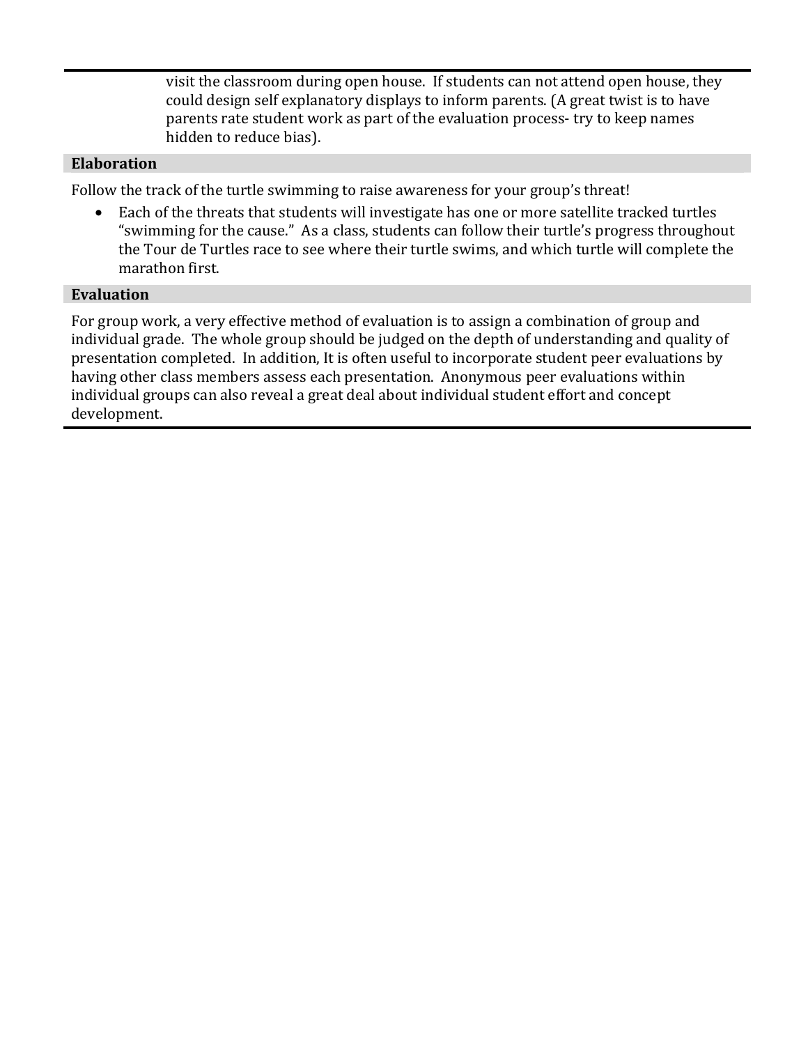visit the classroom during open house. If students can not attend open house, they could design self explanatory displays to inform parents. (A great twist is to have parents rate student work as part of the evaluation process- try to keep names hidden to reduce bias).

### Elaboration

Follow the track of the turtle swimming to raise awareness for your group's threat!

- Each of the threats that students will investigate has one or more satellite tracked turtles "swimming for the cause." As a class, students can follow their turtle's progress throughout the Tour de Turtles race to see where their turtle swims, and which turtle will complete the marathon first.

### Evaluation

For group work, a very effective method of evaluation is to assign a combination of group and individual grade. The whole group should be judged on the depth of understanding and quality of presentation completed. In addition, It is often useful to incorporate student peer evaluations by having other class members assess each presentation. Anonymous peer evaluations within individual groups can also reveal a great deal about individual student effort and concept development.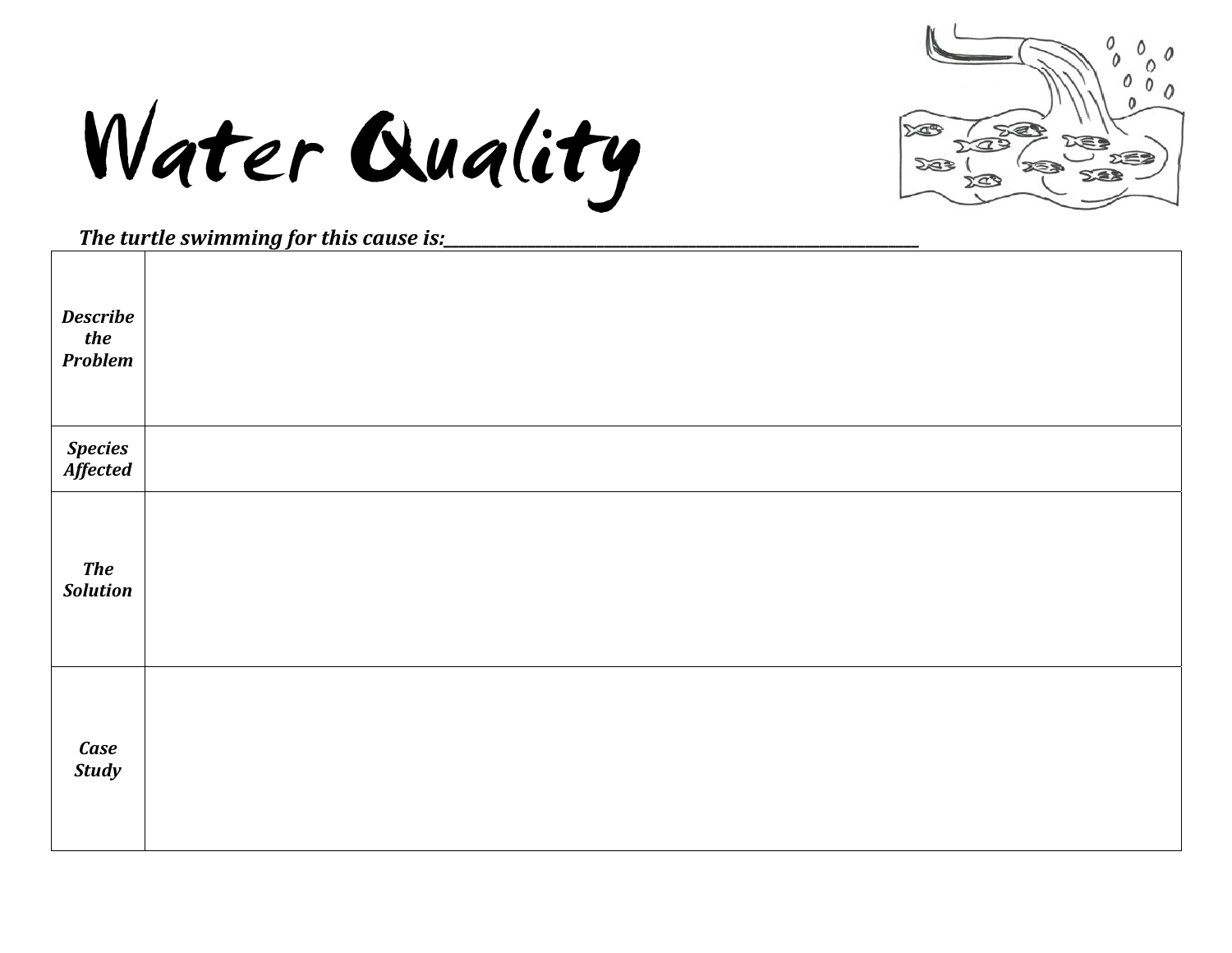# Water Quality

***The turtle swimming for this cause is:*____________________________________________**

| | |
|---|---|
| ***Describe the Problem*** | |
| ***Species Affected*** | |
| ***The Solution*** | |
| ***Case Study*** | |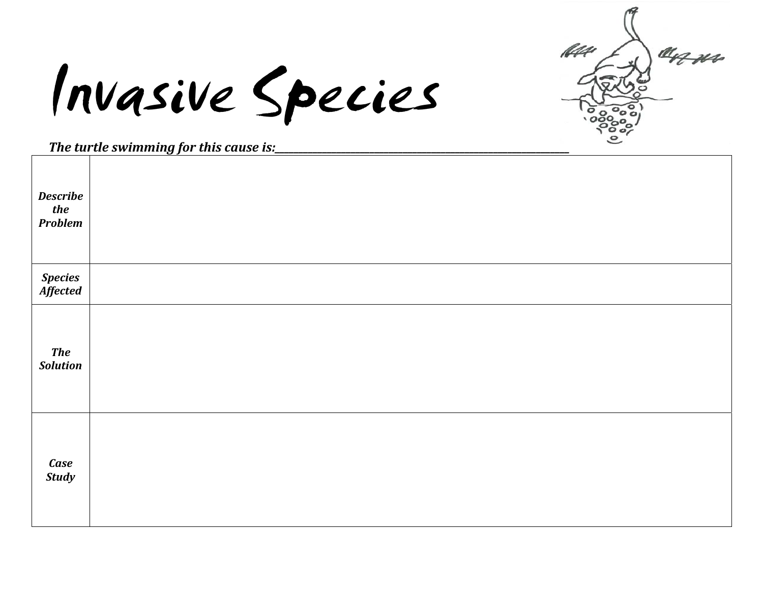# Invasive Species

***The turtle swimming for this cause is:___________________________________________***

| | |
|---|---|
| ***Describe the Problem*** | |
| ***Species Affected*** | |
| ***The Solution*** | |
| ***Case Study*** | |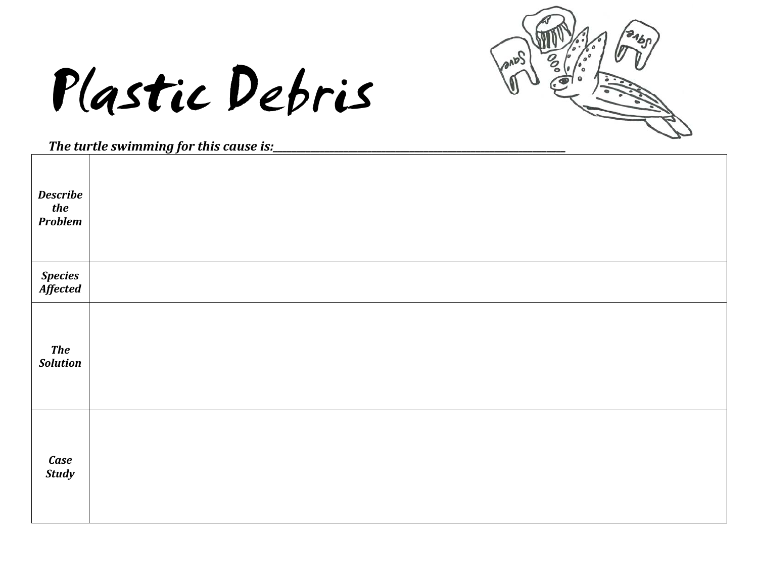# Plastic Debris

***The turtle swimming for this cause is:*____________________________________________**

| | |
|---|---|
| ***Describe the Problem*** | |
| ***Species Affected*** | |
| ***The Solution*** | |
| ***Case Study*** | |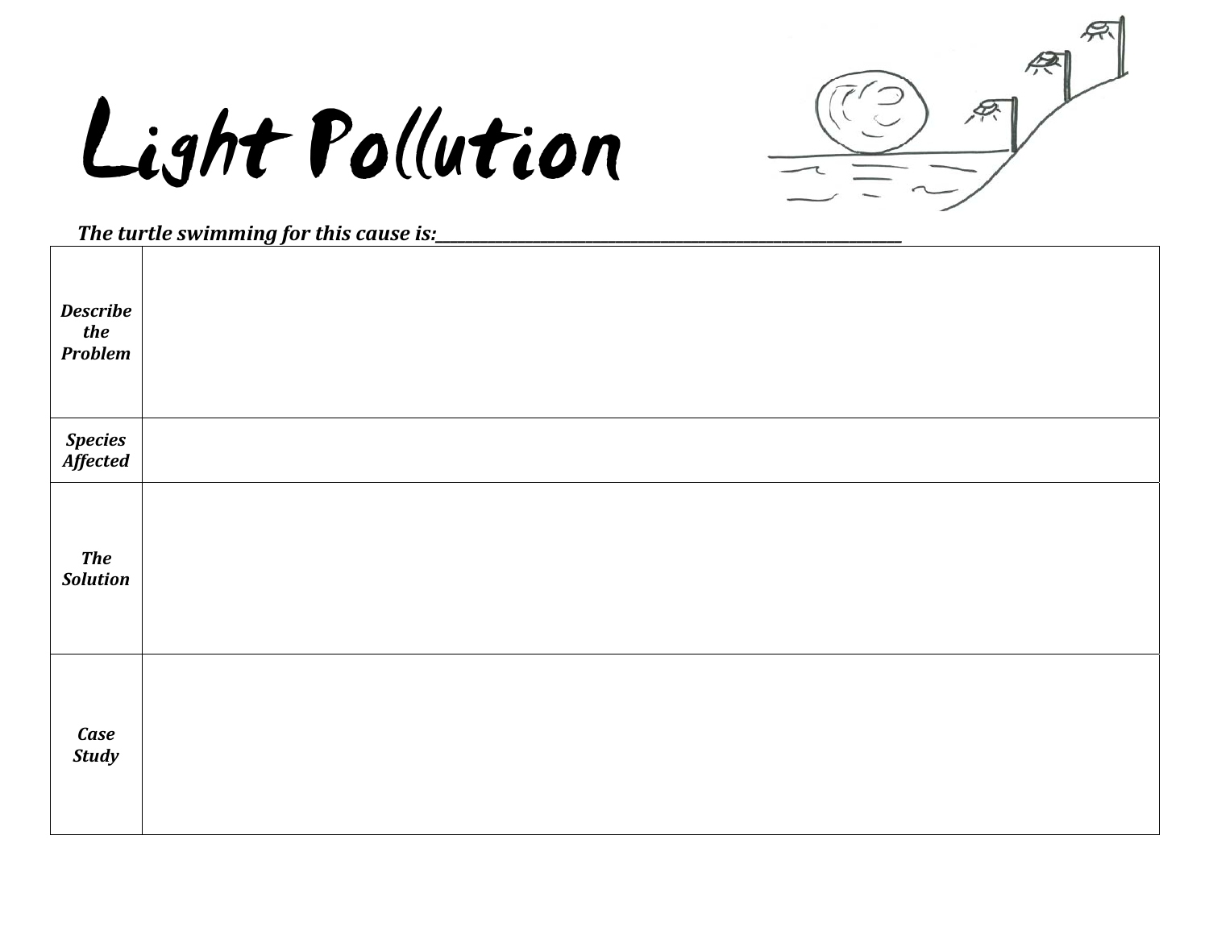# Light Pollution

***The turtle swimming for this cause is:*___________________________________________**

| | |
|---|---|
| ***Describe the Problem*** | |
| ***Species Affected*** | |
| ***The Solution*** | |
| ***Case Study*** | |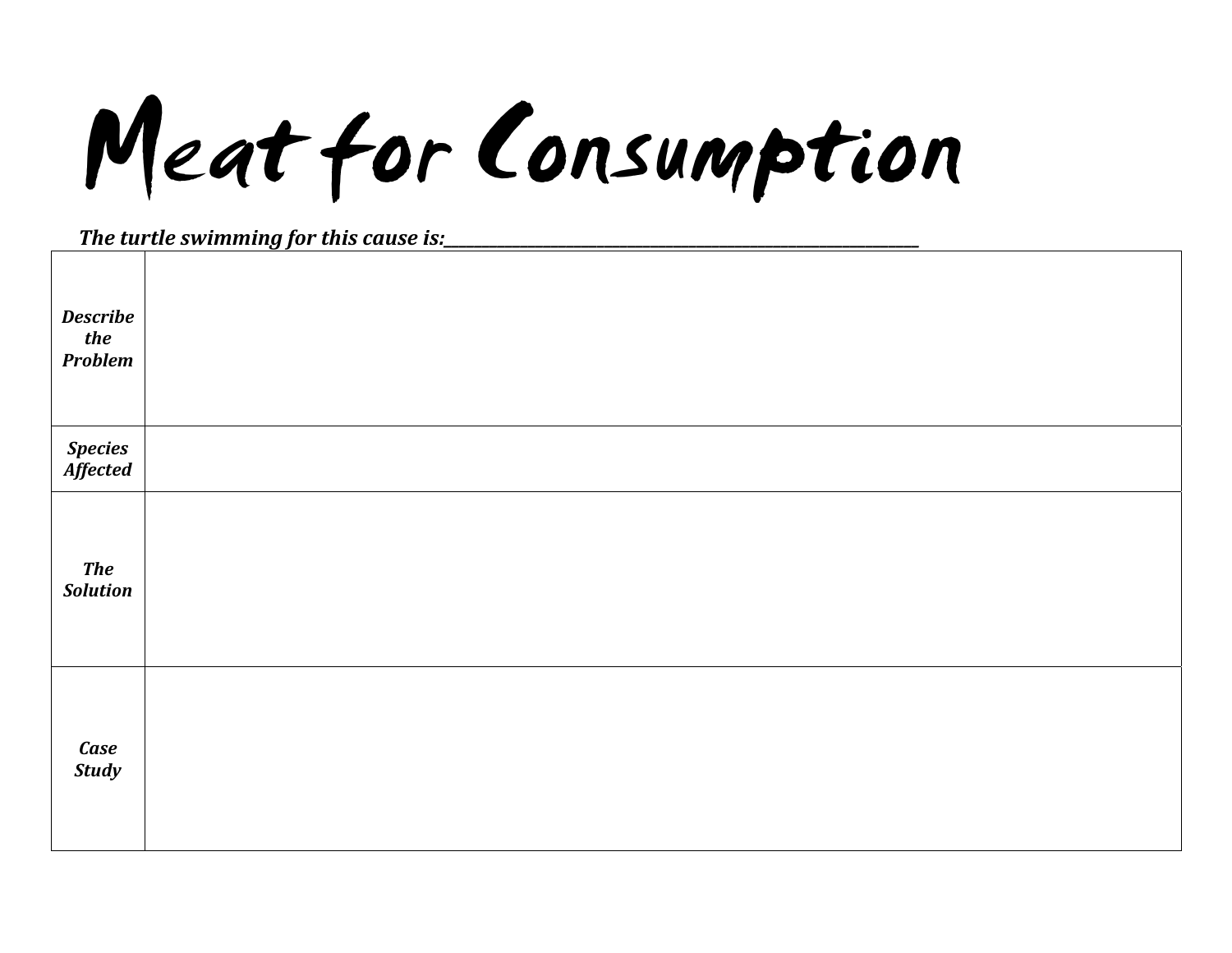# Meat for Consumption

***The turtle swimming for this cause is:*___________________________________________**

| | |
|---|---|
| ***Describe the Problem*** | |
| ***Species Affected*** | |
| ***The Solution*** | |
| ***Case Study*** | |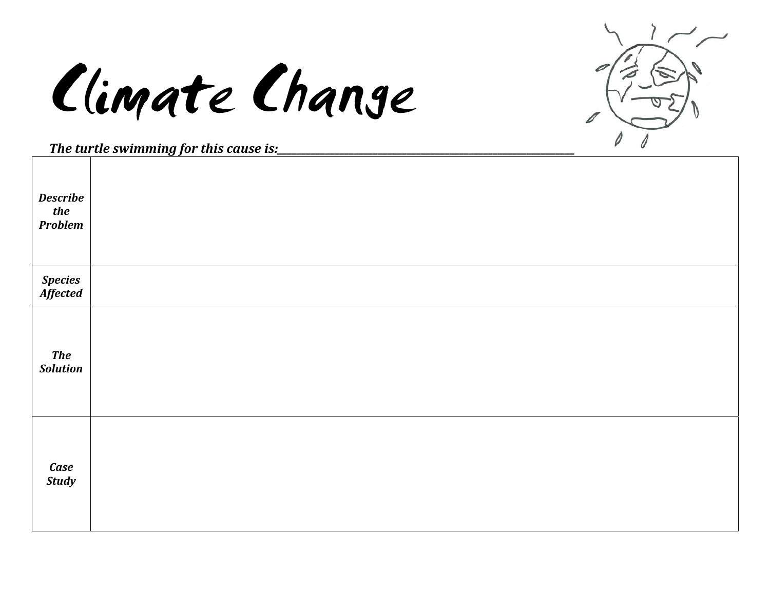# Climate Change

***The turtle swimming for this cause is:*****___________________________________________________**

| | |
|---|---|
| ***Describe the Problem*** | |
| ***Species Affected*** | |
| ***The Solution*** | |
| ***Case Study*** | |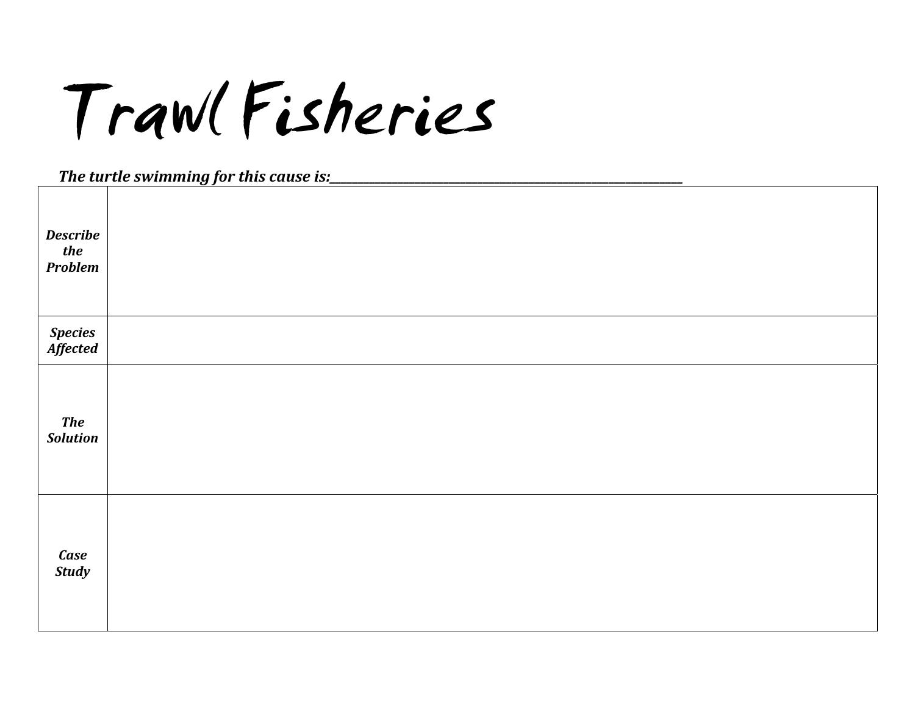# Trawl Fisheries

***The turtle swimming for this cause is:___________________________________________________________***

| | |
|---|---|
| ***Describe the Problem*** | |
| ***Species Affected*** | |
| ***The Solution*** | |
| ***Case Study*** | |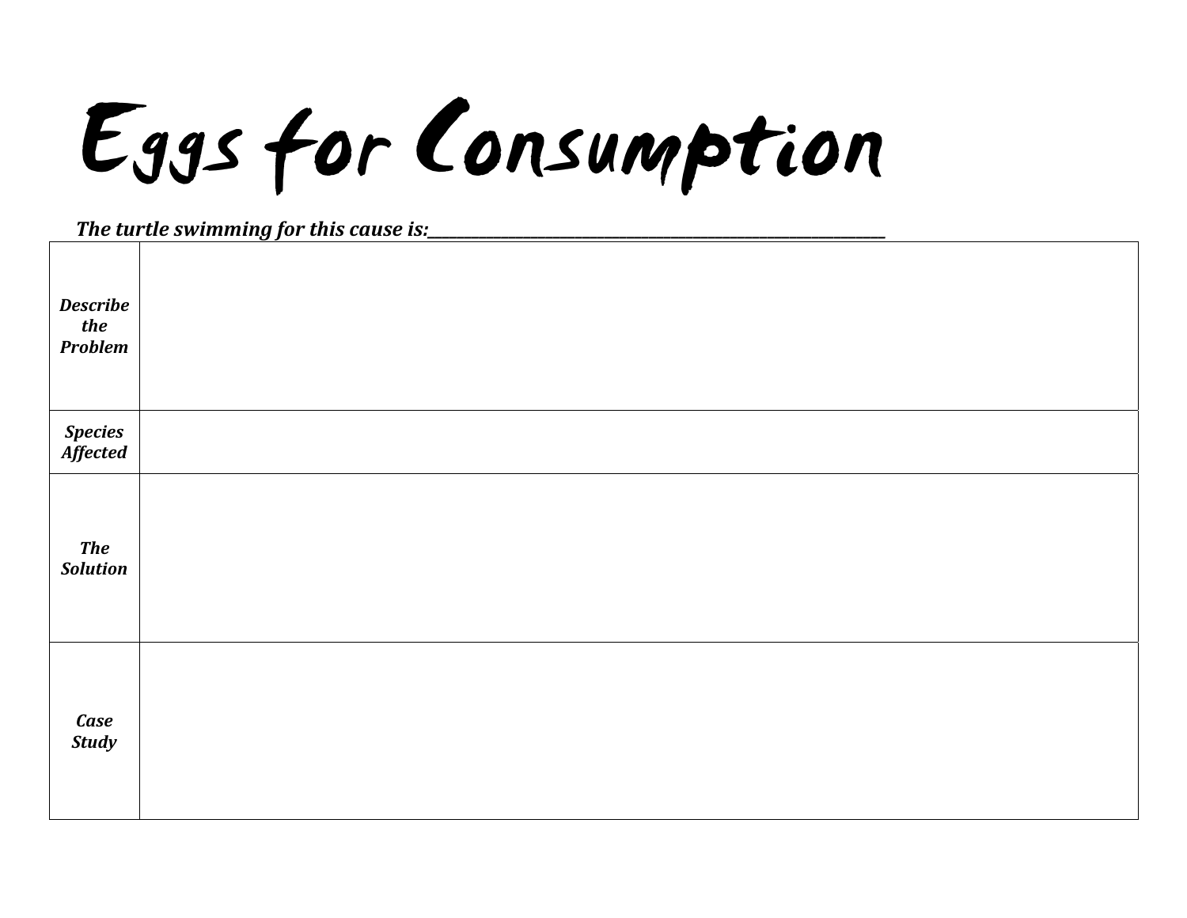# Eggs for Consumption

***The turtle swimming for this cause is:*****\_\_\_\_\_\_\_\_\_\_\_\_\_\_\_\_\_\_\_\_\_\_\_\_\_\_\_\_\_\_\_\_\_\_\_\_\_\_\_\_\_\_\_\_\_\_\_\_\_\_\_\_\_\_\_\_\_\_\_\_\_**

| | |
|---|---|
| ***Describe the Problem*** | |
| ***Species Affected*** | |
| ***The Solution*** | |
| ***Case Study*** | |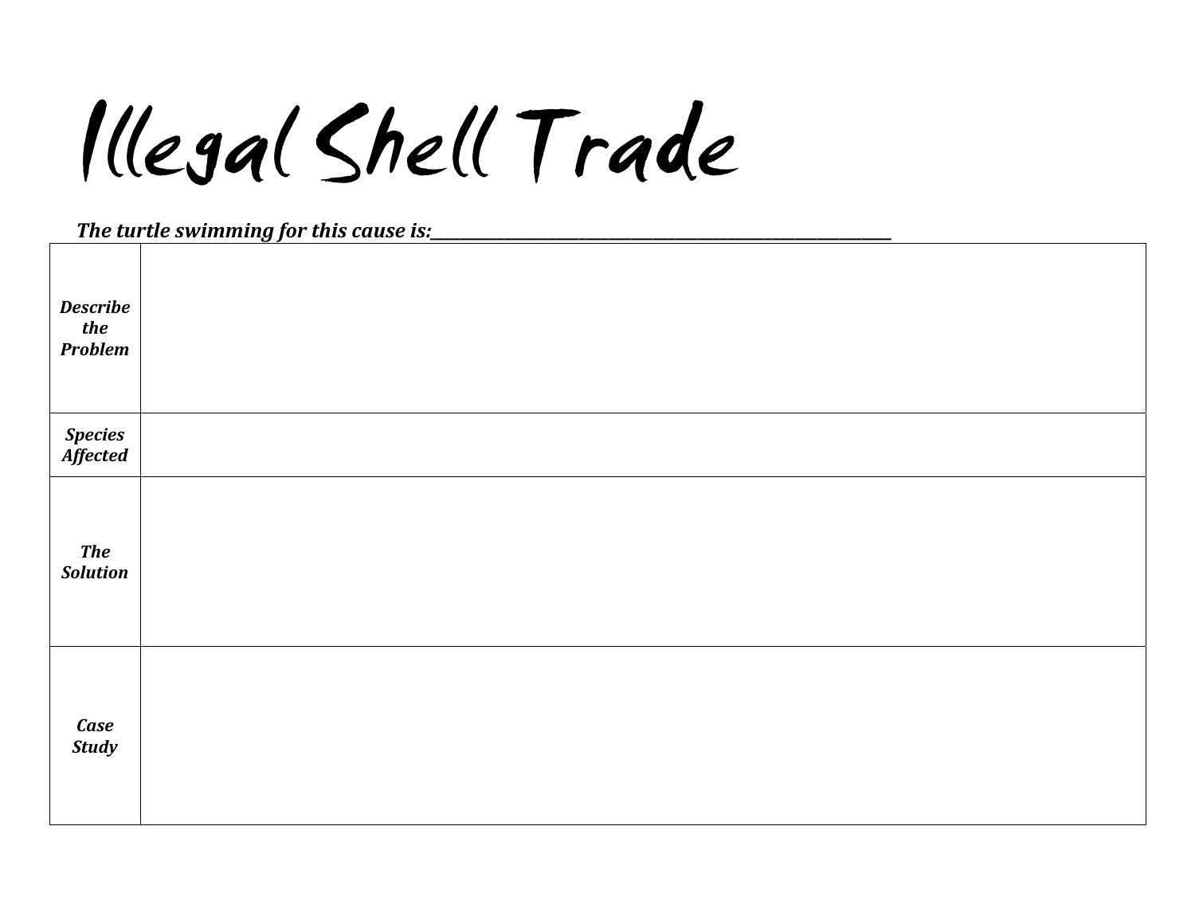# Illegal Shell Trade

***The turtle swimming for this cause is:___________________________________________________***

| | |
|---|---|
| ***Describe the Problem*** | |
| ***Species Affected*** | |
| ***The Solution*** | |
| ***Case Study*** | |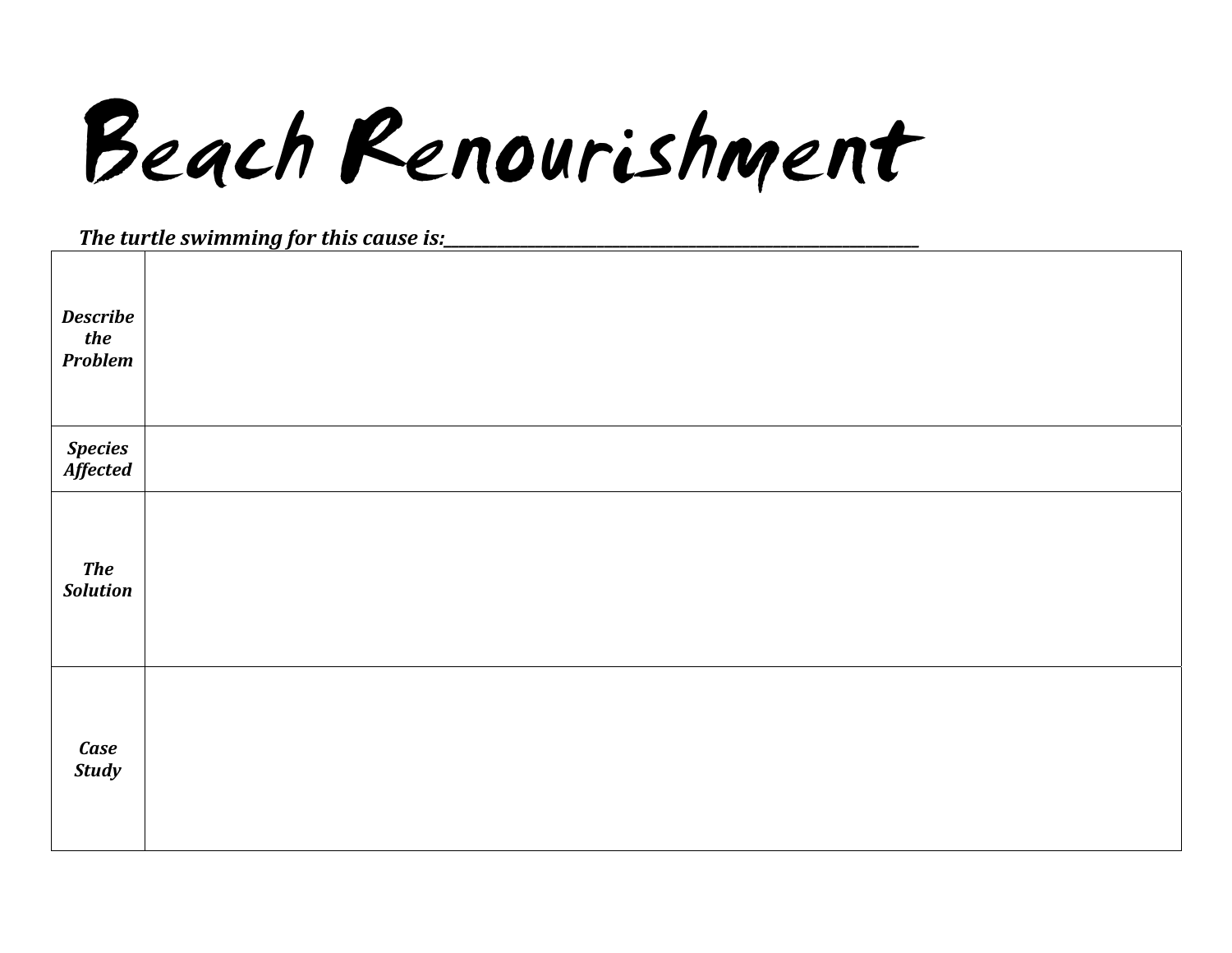# Beach Renourishment

***The turtle swimming for this cause is:*______________________________________________________________**

| | |
|---|---|
| ***Describe the Problem*** | |
| ***Species Affected*** | |
| ***The Solution*** | |
| ***Case Study*** | |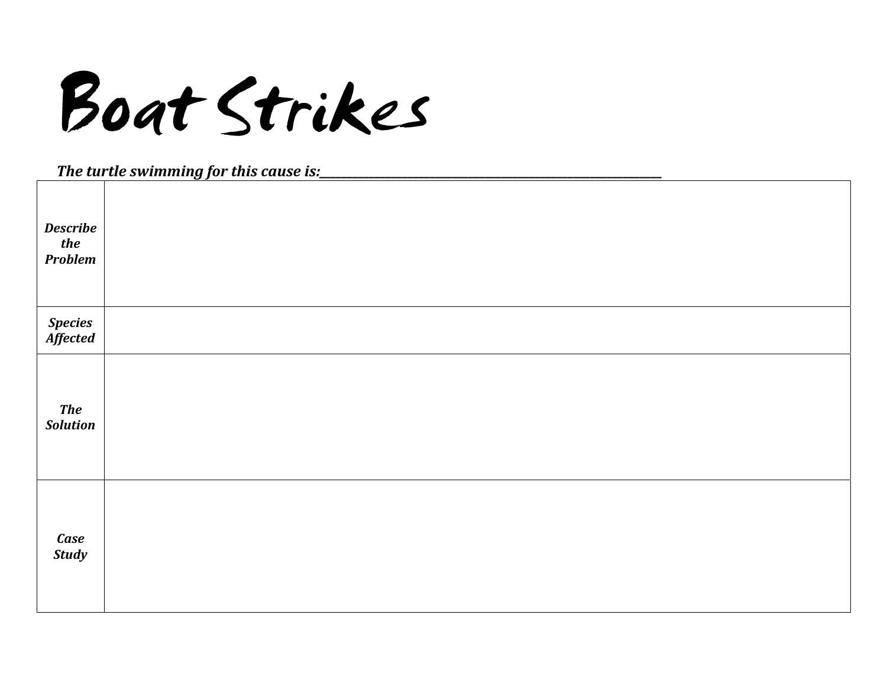# Boat Strikes

***The turtle swimming for this cause is:*\_\_\_\_\_\_\_\_\_\_\_\_\_\_\_\_\_\_\_\_\_\_\_\_\_\_\_\_\_\_\_\_\_\_\_\_\_\_\_\_\_\_\_\_\_\_\_\_\_\_\_\_\_\_\_\_\_\_\_\_\_\_**

| | |
|---|---|
| ***Describe the Problem*** | |
| ***Species Affected*** | |
| ***The Solution*** | |
| ***Case Study*** | |